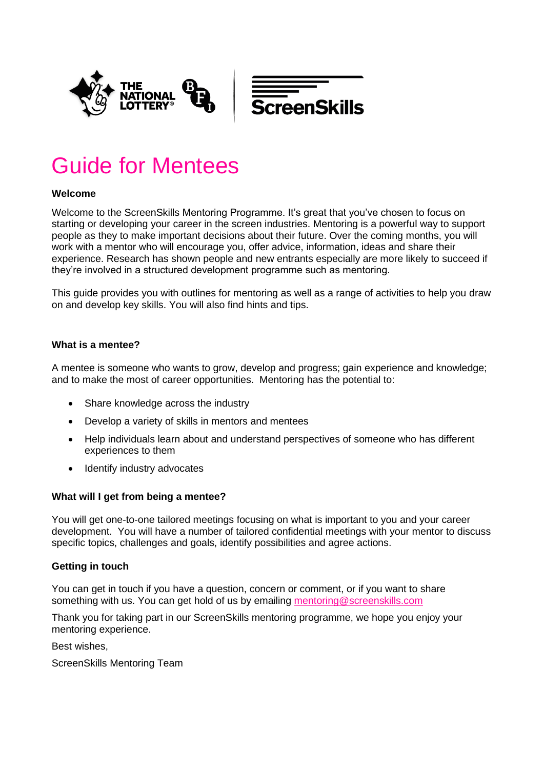# Guide for Mentees

**Welcome**

Welcome to the ScreenSkills Mentoring Programme. It's great that you've chosen to focus on starting or developing your career in the screen industries. Mentoring is a powerful way to support people as they to make important decisions about their future. Over the coming months, you will work with a mentor who will encourage you, offer advice, information, ideas and share their experience. Research has shown people and new entrants especially are more likely to succeed if they're involved in a structured development programme such as mentoring.

This guide provides you with outlines for mentoring as well as a range of activities to help you draw on and develop key skills. You will also find hints and tips.

**What is a mentee?**

A mentee is someone who wants to grow, develop and progress; gain experience and knowledge; and to make the most of career opportunities. Mentoring has the potential to:

- Share knowledge across the industry
- Develop a variety of skills in mentors and mentees
- Help individuals learn about and understand perspectives of someone who has different experiences to them
- Identify industry advocates

**What will I get from being a mentee?**

You will get one-to-one tailored meetings focusing on what is important to you and your career development. You will have a number of tailored confidential meetings with your mentor to discuss specific topics, challenges and goals, identify possibilities and agree actions.

**Getting in touch**

You can get in touch if you have a question, concern or comment, or if you want to share something with us. You can get hold of us by emailing mentoring@screenskills.com

Thank you for taking part in our ScreenSkills mentoring programme, we hope you enjoy your mentoring experience.

Best wishes,

ScreenSkills Mentoring Team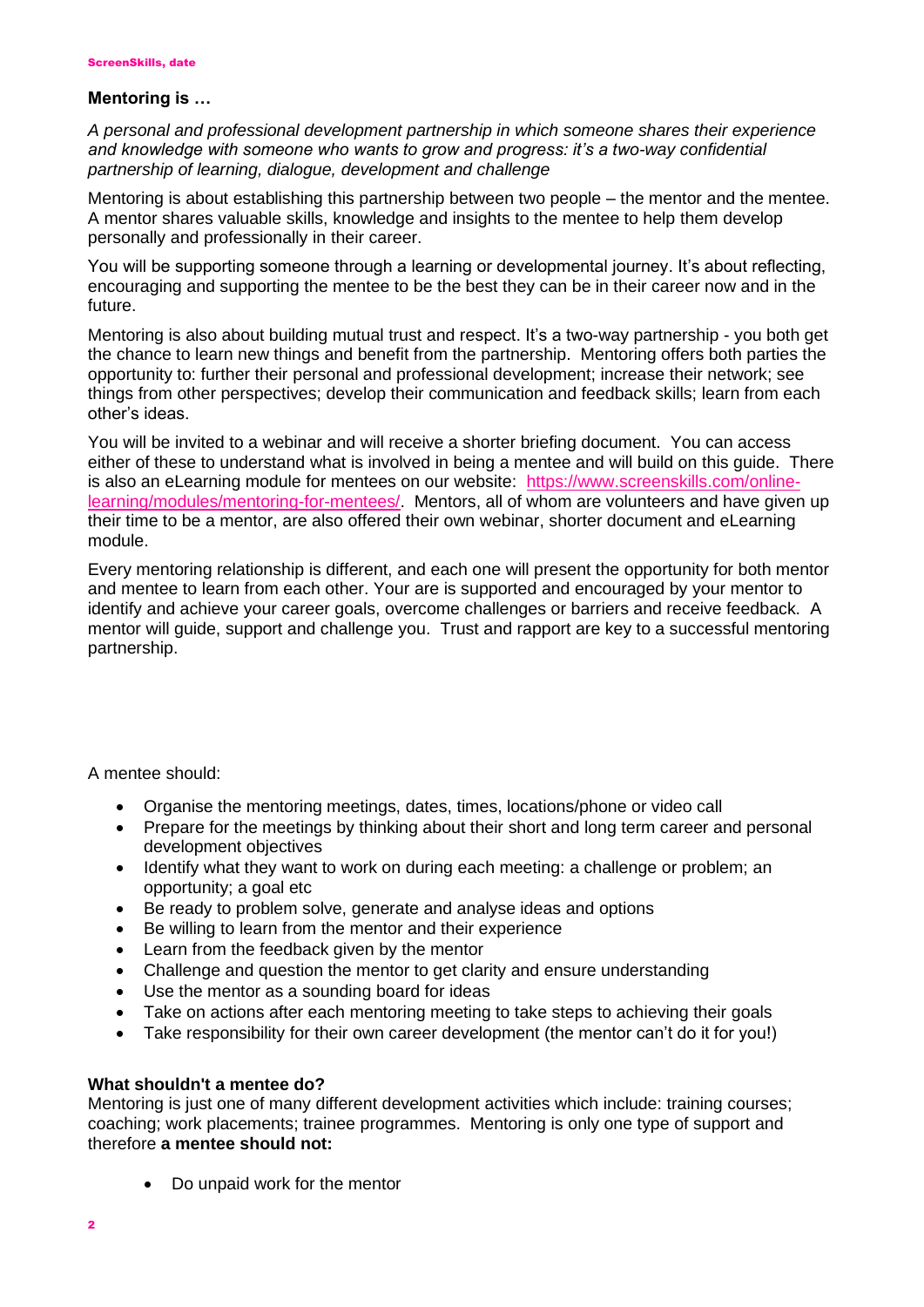**Mentoring is …**

*A personal and professional development partnership in which someone shares their experience and knowledge with someone who wants to grow and progress: it's a two-way confidential partnership of learning, dialogue, development and challenge*

Mentoring is about establishing this partnership between two people – the mentor and the mentee. A mentor shares valuable skills, knowledge and insights to the mentee to help them develop personally and professionally in their career.

You will be supporting someone through a learning or developmental journey. It's about reflecting, encouraging and supporting the mentee to be the best they can be in their career now and in the future.

Mentoring is also about building mutual trust and respect. It's a two-way partnership - you both get the chance to learn new things and benefit from the partnership. Mentoring offers both parties the opportunity to: further their personal and professional development; increase their network; see things from other perspectives; develop their communication and feedback skills; learn from each other's ideas.

You will be invited to a webinar and will receive a shorter briefing document. You can access either of these to understand what is involved in being a mentee and will build on this guide. There is also an eLearning module for mentees on our website: [https://www.screenskills.com/online-learning/modules/mentoring-for-mentees/](https://www.screenskills.com/online-learning/modules/mentoring-for-mentees/). Mentors, all of whom are volunteers and have given up their time to be a mentor, are also offered their own webinar, shorter document and eLearning module.

Every mentoring relationship is different, and each one will present the opportunity for both mentor and mentee to learn from each other. Your are is supported and encouraged by your mentor to identify and achieve your career goals, overcome challenges or barriers and receive feedback. A mentor will guide, support and challenge you. Trust and rapport are key to a successful mentoring partnership.

A mentee should:

- Organise the mentoring meetings, dates, times, locations/phone or video call
- Prepare for the meetings by thinking about their short and long term career and personal development objectives
- Identify what they want to work on during each meeting: a challenge or problem; an opportunity; a goal etc
- Be ready to problem solve, generate and analyse ideas and options
- Be willing to learn from the mentor and their experience
- Learn from the feedback given by the mentor
- Challenge and question the mentor to get clarity and ensure understanding
- Use the mentor as a sounding board for ideas
- Take on actions after each mentoring meeting to take steps to achieving their goals
- Take responsibility for their own career development (the mentor can't do it for you!)

**What shouldn't a mentee do?**

Mentoring is just one of many different development activities which include: training courses; coaching; work placements; trainee programmes. Mentoring is only one type of support and therefore **a mentee should not:**

- Do unpaid work for the mentor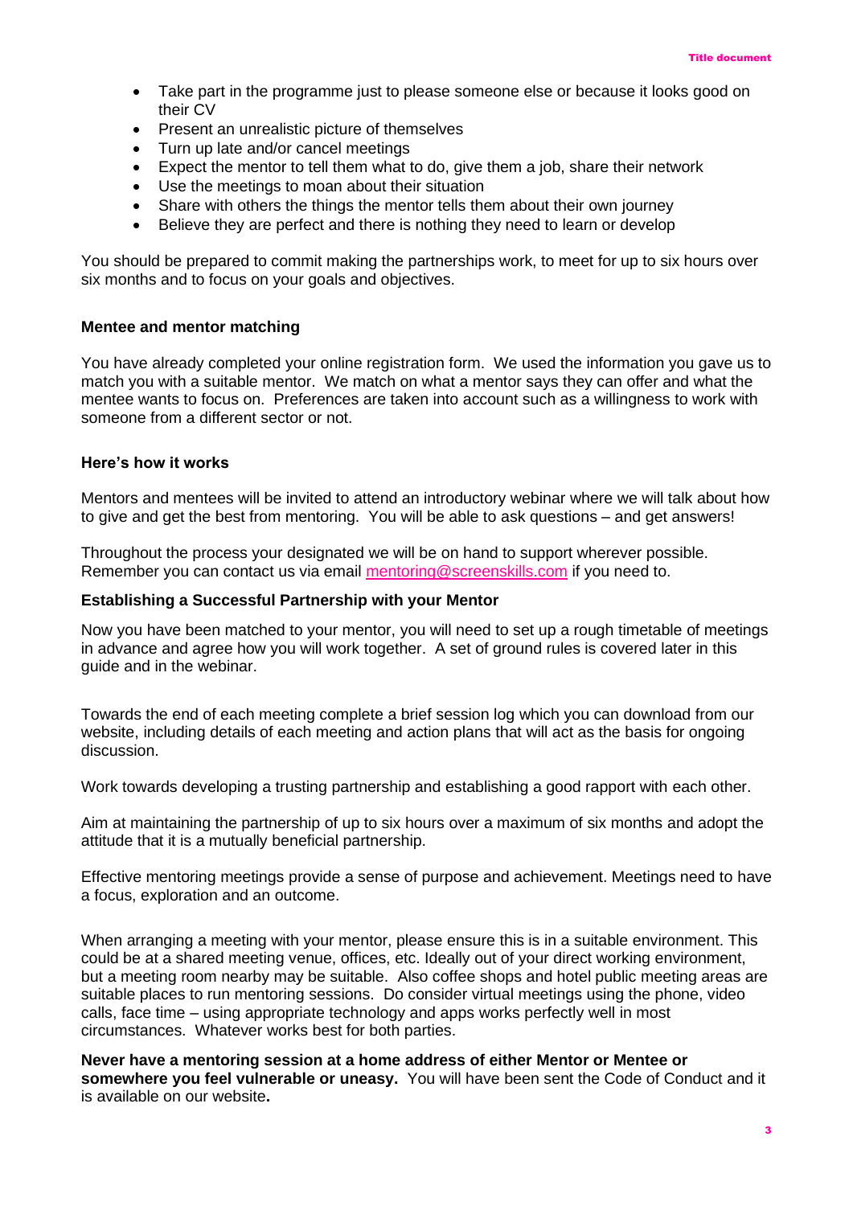- Take part in the programme just to please someone else or because it looks good on their CV
- Present an unrealistic picture of themselves
- Turn up late and/or cancel meetings
- Expect the mentor to tell them what to do, give them a job, share their network
- Use the meetings to moan about their situation
- Share with others the things the mentor tells them about their own journey
- Believe they are perfect and there is nothing they need to learn or develop

You should be prepared to commit making the partnerships work, to meet for up to six hours over six months and to focus on your goals and objectives.

**Mentee and mentor matching**

You have already completed your online registration form. We used the information you gave us to match you with a suitable mentor. We match on what a mentor says they can offer and what the mentee wants to focus on. Preferences are taken into account such as a willingness to work with someone from a different sector or not.

**Here's how it works**

Mentors and mentees will be invited to attend an introductory webinar where we will talk about how to give and get the best from mentoring. You will be able to ask questions – and get answers!

Throughout the process your designated we will be on hand to support wherever possible. Remember you can contact us via email [mentoring@screenskills.com](mailto:mentoring@screenskills.com) if you need to.

**Establishing a Successful Partnership with your Mentor**

Now you have been matched to your mentor, you will need to set up a rough timetable of meetings in advance and agree how you will work together. A set of ground rules is covered later in this guide and in the webinar.

Towards the end of each meeting complete a brief session log which you can download from our website, including details of each meeting and action plans that will act as the basis for ongoing discussion.

Work towards developing a trusting partnership and establishing a good rapport with each other.

Aim at maintaining the partnership of up to six hours over a maximum of six months and adopt the attitude that it is a mutually beneficial partnership.

Effective mentoring meetings provide a sense of purpose and achievement. Meetings need to have a focus, exploration and an outcome.

When arranging a meeting with your mentor, please ensure this is in a suitable environment. This could be at a shared meeting venue, offices, etc. Ideally out of your direct working environment, but a meeting room nearby may be suitable. Also coffee shops and hotel public meeting areas are suitable places to run mentoring sessions. Do consider virtual meetings using the phone, video calls, face time – using appropriate technology and apps works perfectly well in most circumstances. Whatever works best for both parties.

**Never have a mentoring session at a home address of either Mentor or Mentee or somewhere you feel vulnerable or uneasy.** You will have been sent the Code of Conduct and it is available on our website**.**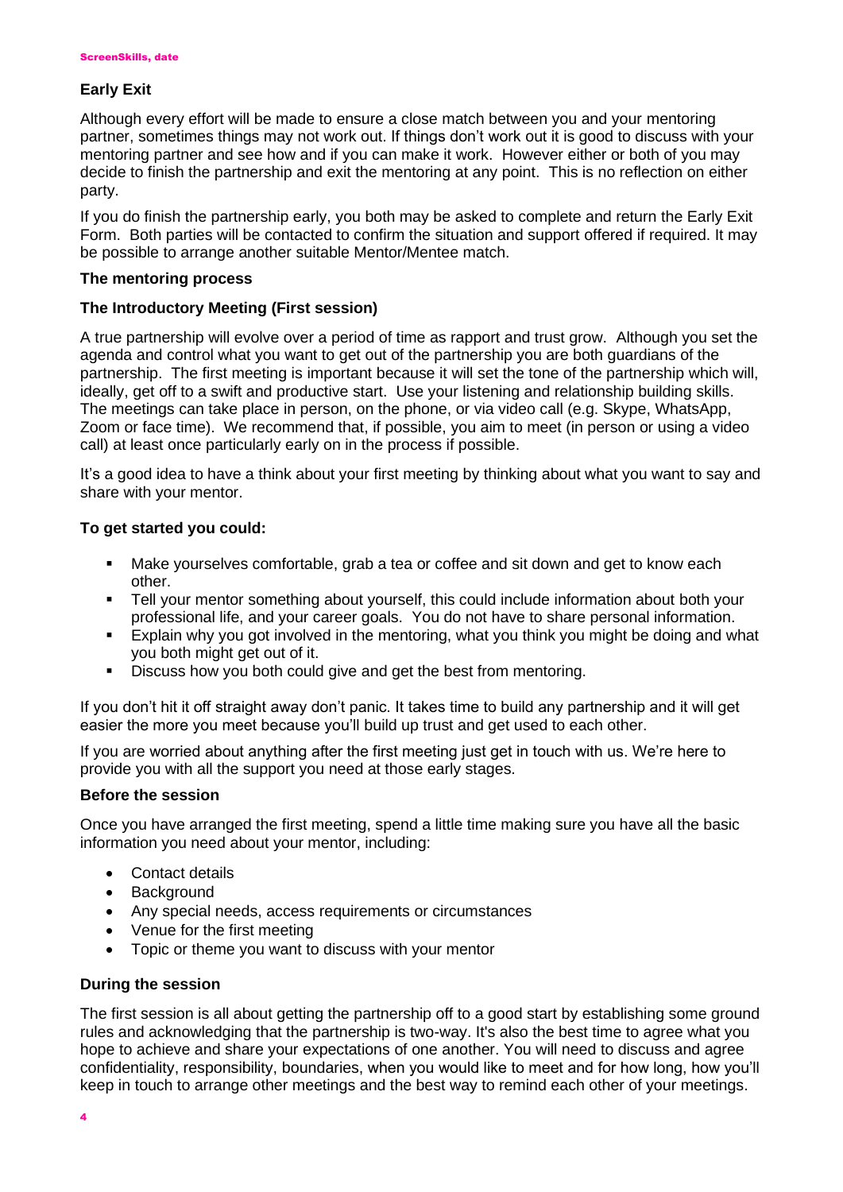## Early Exit

Although every effort will be made to ensure a close match between you and your mentoring partner, sometimes things may not work out. If things don't work out it is good to discuss with your mentoring partner and see how and if you can make it work. However either or both of you may decide to finish the partnership and exit the mentoring at any point. This is no reflection on either party.

If you do finish the partnership early, you both may be asked to complete and return the Early Exit Form. Both parties will be contacted to confirm the situation and support offered if required. It may be possible to arrange another suitable Mentor/Mentee match.

## The mentoring process

### The Introductory Meeting (First session)

A true partnership will evolve over a period of time as rapport and trust grow. Although you set the agenda and control what you want to get out of the partnership you are both guardians of the partnership. The first meeting is important because it will set the tone of the partnership which will, ideally, get off to a swift and productive start. Use your listening and relationship building skills. The meetings can take place in person, on the phone, or via video call (e.g. Skype, WhatsApp, Zoom or face time). We recommend that, if possible, you aim to meet (in person or using a video call) at least once particularly early on in the process if possible.

It's a good idea to have a think about your first meeting by thinking about what you want to say and share with your mentor.

### To get started you could:

- Make yourselves comfortable, grab a tea or coffee and sit down and get to know each other.
- Tell your mentor something about yourself, this could include information about both your professional life, and your career goals. You do not have to share personal information.
- Explain why you got involved in the mentoring, what you think you might be doing and what you both might get out of it.
- Discuss how you both could give and get the best from mentoring.

If you don't hit it off straight away don't panic. It takes time to build any partnership and it will get easier the more you meet because you'll build up trust and get used to each other.

If you are worried about anything after the first meeting just get in touch with us. We're here to provide you with all the support you need at those early stages.

### Before the session

Once you have arranged the first meeting, spend a little time making sure you have all the basic information you need about your mentor, including:

- Contact details
- Background
- Any special needs, access requirements or circumstances
- Venue for the first meeting
- Topic or theme you want to discuss with your mentor

### During the session

The first session is all about getting the partnership off to a good start by establishing some ground rules and acknowledging that the partnership is two-way. It's also the best time to agree what you hope to achieve and share your expectations of one another. You will need to discuss and agree confidentiality, responsibility, boundaries, when you would like to meet and for how long, how you'll keep in touch to arrange other meetings and the best way to remind each other of your meetings.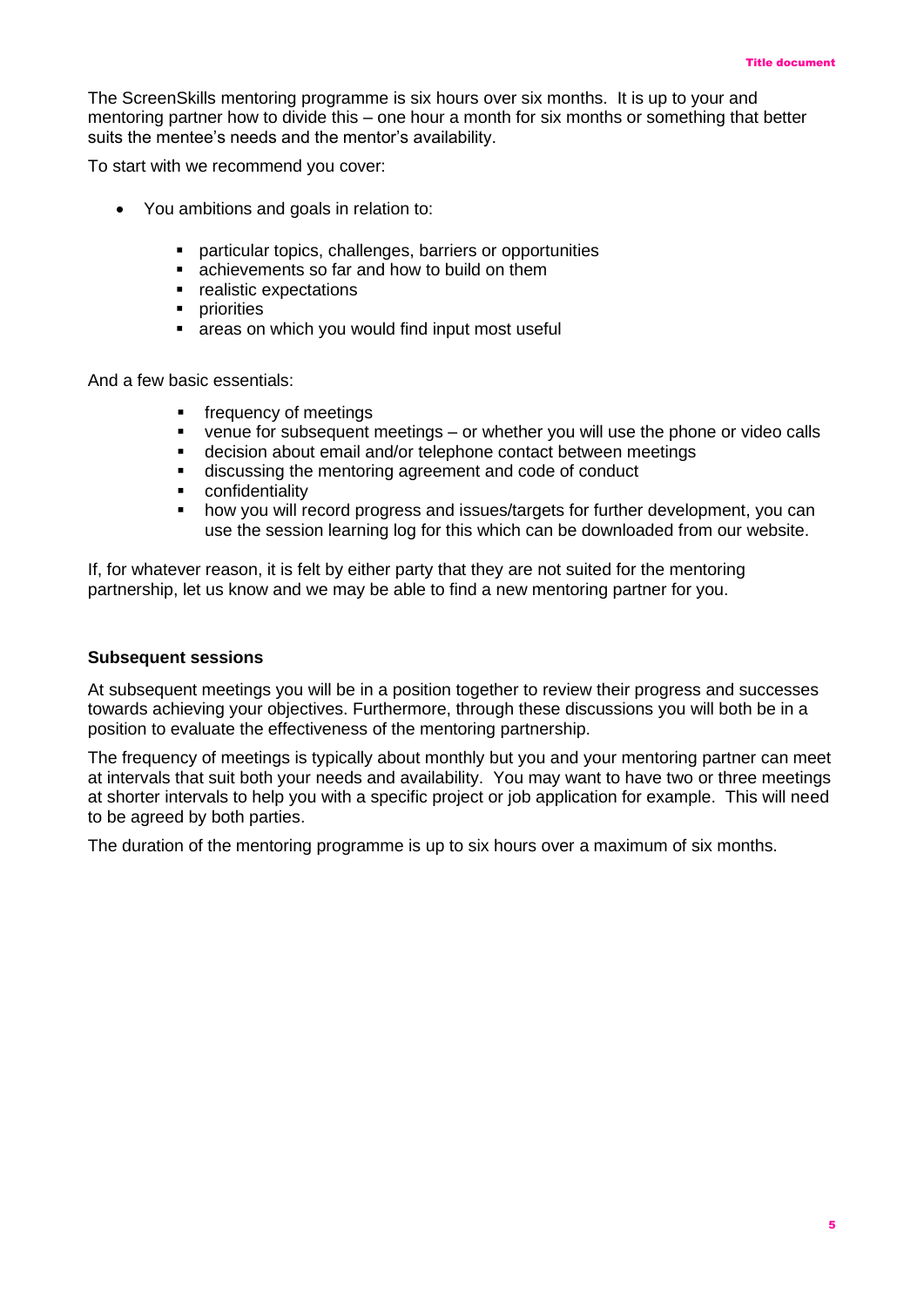The ScreenSkills mentoring programme is six hours over six months. It is up to your and mentoring partner how to divide this – one hour a month for six months or something that better suits the mentee's needs and the mentor's availability.

To start with we recommend you cover:

- You ambitions and goals in relation to:
  - particular topics, challenges, barriers or opportunities
  - achievements so far and how to build on them
  - realistic expectations
  - priorities
  - areas on which you would find input most useful

And a few basic essentials:

- frequency of meetings
- venue for subsequent meetings – or whether you will use the phone or video calls
- decision about email and/or telephone contact between meetings
- discussing the mentoring agreement and code of conduct
- confidentiality
- how you will record progress and issues/targets for further development, you can use the session learning log for this which can be downloaded from our website.

If, for whatever reason, it is felt by either party that they are not suited for the mentoring partnership, let us know and we may be able to find a new mentoring partner for you.

**Subsequent sessions**

At subsequent meetings you will be in a position together to review their progress and successes towards achieving your objectives. Furthermore, through these discussions you will both be in a position to evaluate the effectiveness of the mentoring partnership.

The frequency of meetings is typically about monthly but you and your mentoring partner can meet at intervals that suit both your needs and availability. You may want to have two or three meetings at shorter intervals to help you with a specific project or job application for example. This will need to be agreed by both parties.

The duration of the mentoring programme is up to six hours over a maximum of six months.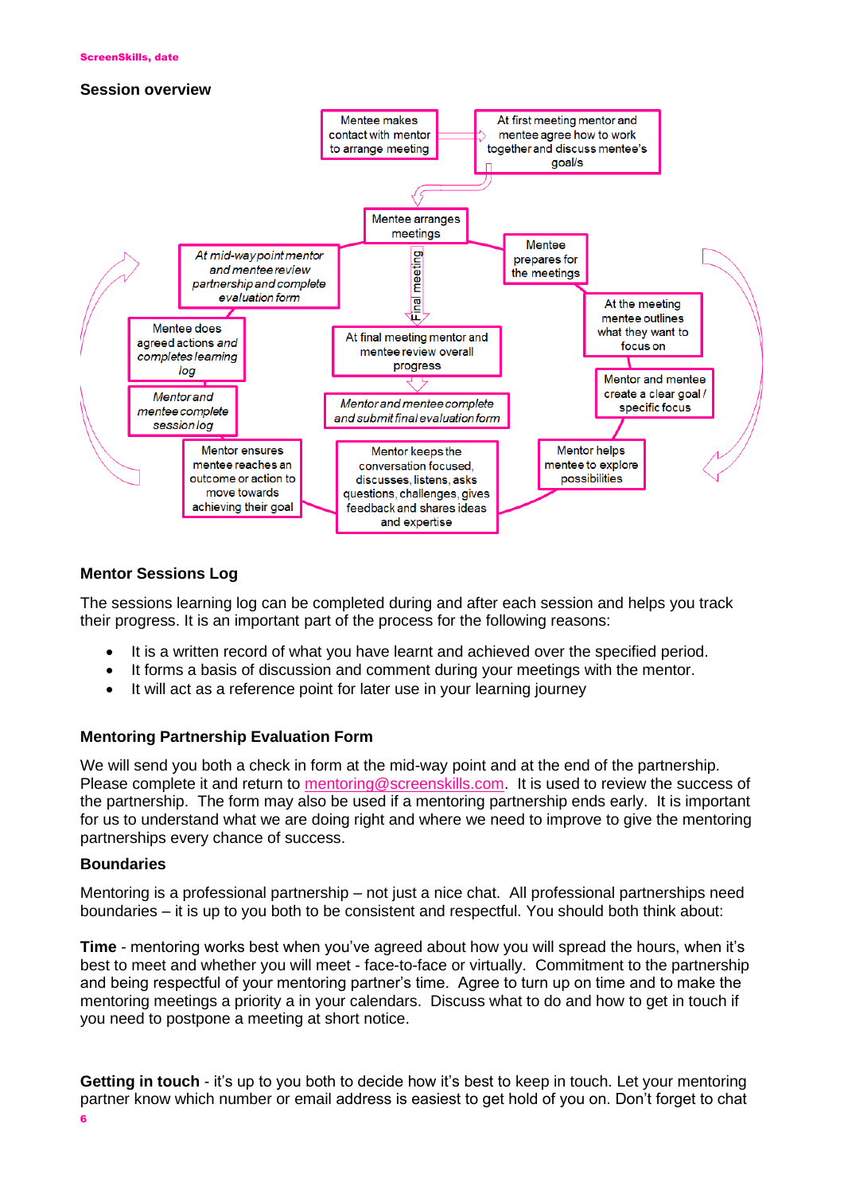## Session overview

Mentee makes contact with mentor to arrange meeting

At first meeting mentor and mentee agree how to work together and discuss mentee's goal/s

Mentee arranges meetings

Mentee prepares for the meetings

At the meeting mentee outlines what they want to focus on

Mentor and mentee create a clear goal / specific focus

Mentor helps mentee to explore possibilities

Mentor keeps the conversation focused, discusses, listens, asks questions, challenges, gives feedback and shares ideas and expertise

Mentor ensures mentee reaches an outcome or action to move towards achieving their goal

*Mentor and mentee complete session log*

*Mentee does agreed actions and completes learning log*

*At mid-waypoint mentor and mentee review partnership and complete evaluation form*

Final meeting

At final meeting mentor and mentee review overall progress

*Mentor and mentee complete and submit final evaluation form*

## Mentor Sessions Log

The sessions learning log can be completed during and after each session and helps you track their progress. It is an important part of the process for the following reasons:

- It is a written record of what you have learnt and achieved over the specified period.
- It forms a basis of discussion and comment during your meetings with the mentor.
- It will act as a reference point for later use in your learning journey

## Mentoring Partnership Evaluation Form

We will send you both a check in form at the mid-way point and at the end of the partnership. Please complete it and return to mentoring@screenskills.com. It is used to review the success of the partnership. The form may also be used if a mentoring partnership ends early. It is important for us to understand what we are doing right and where we need to improve to give the mentoring partnerships every chance of success.

## Boundaries

Mentoring is a professional partnership – not just a nice chat. All professional partnerships need boundaries – it is up to you both to be consistent and respectful. You should both think about:

**Time** - mentoring works best when you've agreed about how you will spread the hours, when it's best to meet and whether you will meet - face-to-face or virtually. Commitment to the partnership and being respectful of your mentoring partner's time. Agree to turn up on time and to make the mentoring meetings a priority a in your calendars. Discuss what to do and how to get in touch if you need to postpone a meeting at short notice.

**Getting in touch** - it's up to you both to decide how it's best to keep in touch. Let your mentoring partner know which number or email address is easiest to get hold of you on. Don't forget to chat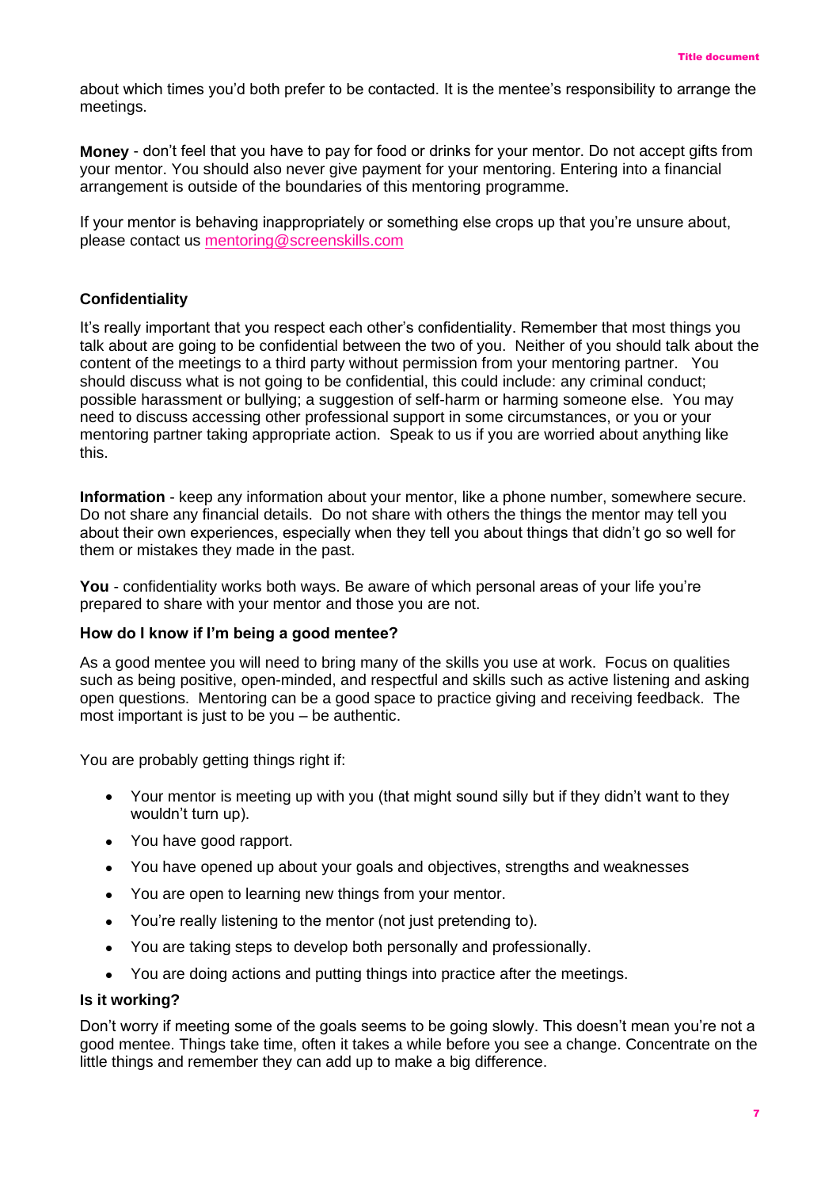about which times you'd both prefer to be contacted. It is the mentee's responsibility to arrange the meetings.

**Money** - don't feel that you have to pay for food or drinks for your mentor. Do not accept gifts from your mentor. You should also never give payment for your mentoring. Entering into a financial arrangement is outside of the boundaries of this mentoring programme.

If your mentor is behaving inappropriately or something else crops up that you're unsure about, please contact us [mentoring@screenskills.com](mailto:mentoring@screenskills.com)

### Confidentiality

It's really important that you respect each other's confidentiality. Remember that most things you talk about are going to be confidential between the two of you. Neither of you should talk about the content of the meetings to a third party without permission from your mentoring partner. You should discuss what is not going to be confidential, this could include: any criminal conduct; possible harassment or bullying; a suggestion of self-harm or harming someone else. You may need to discuss accessing other professional support in some circumstances, or you or your mentoring partner taking appropriate action. Speak to us if you are worried about anything like this.

**Information** - keep any information about your mentor, like a phone number, somewhere secure. Do not share any financial details. Do not share with others the things the mentor may tell you about their own experiences, especially when they tell you about things that didn't go so well for them or mistakes they made in the past.

**You** - confidentiality works both ways. Be aware of which personal areas of your life you're prepared to share with your mentor and those you are not.

### How do I know if I'm being a good mentee?

As a good mentee you will need to bring many of the skills you use at work. Focus on qualities such as being positive, open-minded, and respectful and skills such as active listening and asking open questions. Mentoring can be a good space to practice giving and receiving feedback. The most important is just to be you – be authentic.

You are probably getting things right if:

- Your mentor is meeting up with you (that might sound silly but if they didn't want to they wouldn't turn up).
- You have good rapport.
- You have opened up about your goals and objectives, strengths and weaknesses
- You are open to learning new things from your mentor.
- You're really listening to the mentor (not just pretending to).
- You are taking steps to develop both personally and professionally.
- You are doing actions and putting things into practice after the meetings.

### Is it working?

Don't worry if meeting some of the goals seems to be going slowly. This doesn't mean you're not a good mentee. Things take time, often it takes a while before you see a change. Concentrate on the little things and remember they can add up to make a big difference.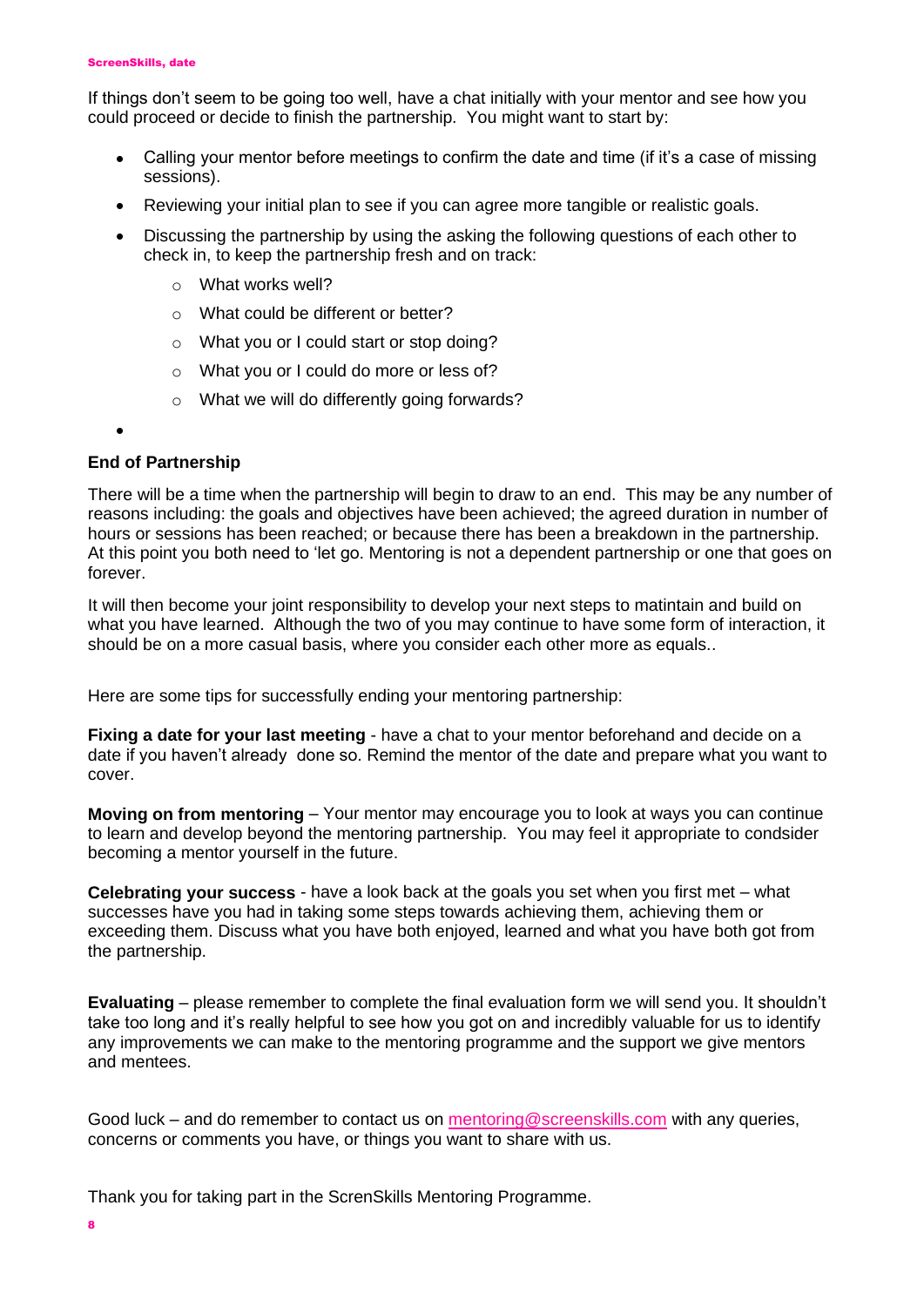If things don't seem to be going too well, have a chat initially with your mentor and see how you could proceed or decide to finish the partnership. You might want to start by:

- Calling your mentor before meetings to confirm the date and time (if it's a case of missing sessions).
- Reviewing your initial plan to see if you can agree more tangible or realistic goals.
- Discussing the partnership by using the asking the following questions of each other to check in, to keep the partnership fresh and on track:
  - What works well?
  - What could be different or better?
  - What you or I could start or stop doing?
  - What you or I could do more or less of?
  - What we will do differently going forwards?

**End of Partnership**

There will be a time when the partnership will begin to draw to an end. This may be any number of reasons including: the goals and objectives have been achieved; the agreed duration in number of hours or sessions has been reached; or because there has been a breakdown in the partnership. At this point you both need to 'let go. Mentoring is not a dependent partnership or one that goes on forever.

It will then become your joint responsibility to develop your next steps to matintain and build on what you have learned. Although the two of you may continue to have some form of interaction, it should be on a more casual basis, where you consider each other more as equals..

Here are some tips for successfully ending your mentoring partnership:

**Fixing a date for your last meeting** - have a chat to your mentor beforehand and decide on a date if you haven't already done so. Remind the mentor of the date and prepare what you want to cover.

**Moving on from mentoring** – Your mentor may encourage you to look at ways you can continue to learn and develop beyond the mentoring partnership. You may feel it appropriate to condsider becoming a mentor yourself in the future.

**Celebrating your success** - have a look back at the goals you set when you first met – what successes have you had in taking some steps towards achieving them, achieving them or exceeding them. Discuss what you have both enjoyed, learned and what you have both got from the partnership.

**Evaluating** – please remember to complete the final evaluation form we will send you. It shouldn't take too long and it's really helpful to see how you got on and incredibly valuable for us to identify any improvements we can make to the mentoring programme and the support we give mentors and mentees.

Good luck – and do remember to contact us on mentoring@screenskills.com with any queries, concerns or comments you have, or things you want to share with us.

Thank you for taking part in the ScrenSkills Mentoring Programme.